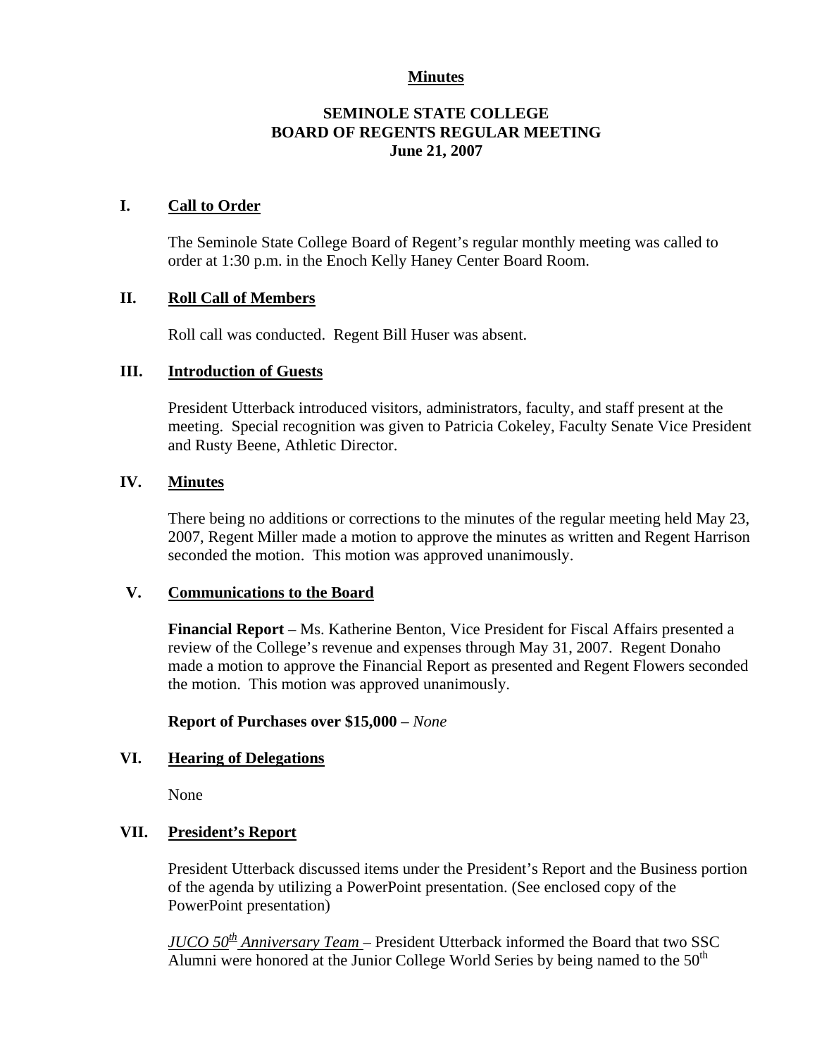**Minutes**

**SEMINOLE STATE COLLEGE**
**BOARD OF REGENTS REGULAR MEETING**
**June 21, 2007**

## I. Call to Order

The Seminole State College Board of Regent's regular monthly meeting was called to order at 1:30 p.m. in the Enoch Kelly Haney Center Board Room.

## II. Roll Call of Members

Roll call was conducted. Regent Bill Huser was absent.

## III. Introduction of Guests

President Utterback introduced visitors, administrators, faculty, and staff present at the meeting. Special recognition was given to Patricia Cokeley, Faculty Senate Vice President and Rusty Beene, Athletic Director.

## IV. Minutes

There being no additions or corrections to the minutes of the regular meeting held May 23, 2007, Regent Miller made a motion to approve the minutes as written and Regent Harrison seconded the motion. This motion was approved unanimously.

## V. Communications to the Board

**Financial Report** – Ms. Katherine Benton, Vice President for Fiscal Affairs presented a review of the College's revenue and expenses through May 31, 2007. Regent Donaho made a motion to approve the Financial Report as presented and Regent Flowers seconded the motion. This motion was approved unanimously.

**Report of Purchases over $15,000** – *None*

## VI. Hearing of Delegations

None

## VII. President's Report

President Utterback discussed items under the President's Report and the Business portion of the agenda by utilizing a PowerPoint presentation. (See enclosed copy of the PowerPoint presentation)

*JUCO 50th Anniversary Team* – President Utterback informed the Board that two SSC Alumni were honored at the Junior College World Series by being named to the 50th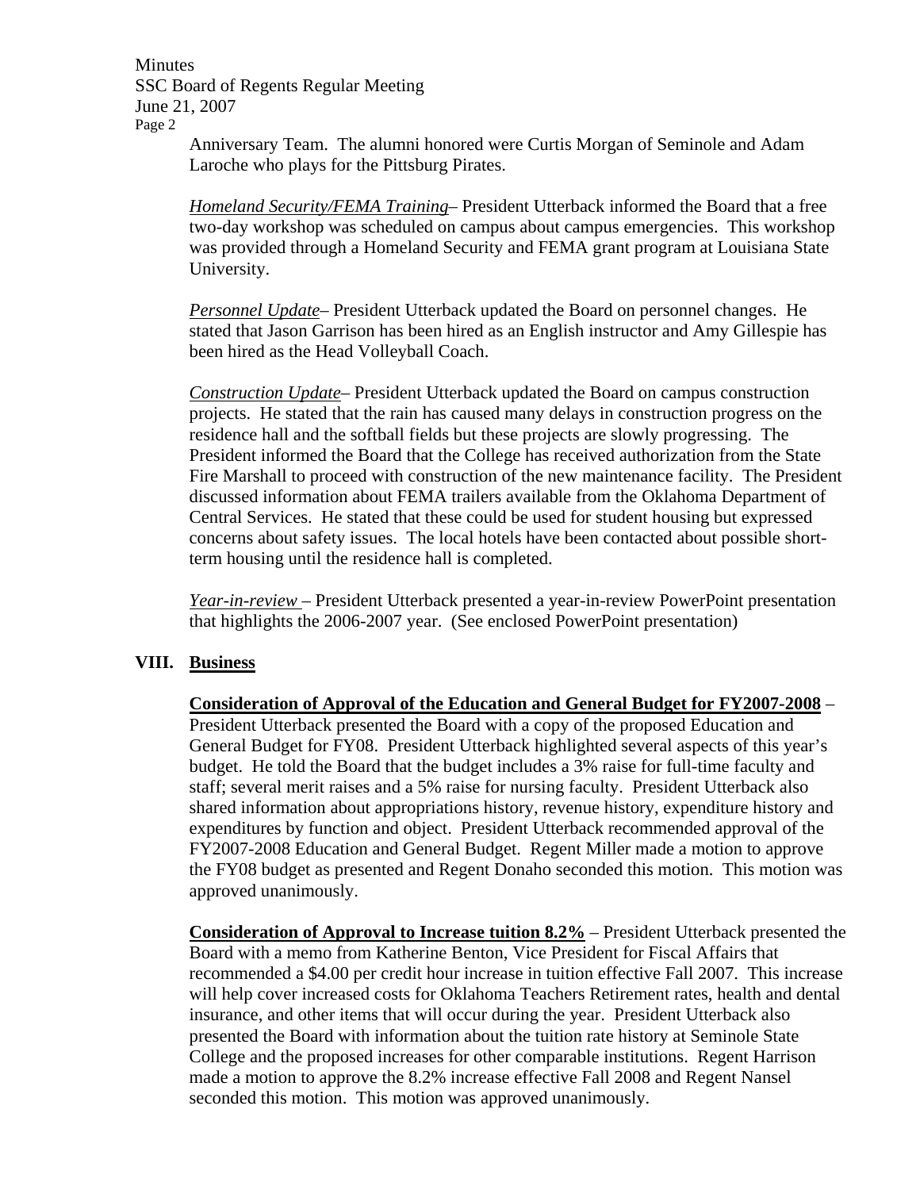Anniversary Team. The alumni honored were Curtis Morgan of Seminole and Adam Laroche who plays for the Pittsburg Pirates.

*Homeland Security/FEMA Training*– President Utterback informed the Board that a free two-day workshop was scheduled on campus about campus emergencies. This workshop was provided through a Homeland Security and FEMA grant program at Louisiana State University.

*Personnel Update*– President Utterback updated the Board on personnel changes. He stated that Jason Garrison has been hired as an English instructor and Amy Gillespie has been hired as the Head Volleyball Coach.

*Construction Update*– President Utterback updated the Board on campus construction projects. He stated that the rain has caused many delays in construction progress on the residence hall and the softball fields but these projects are slowly progressing. The President informed the Board that the College has received authorization from the State Fire Marshall to proceed with construction of the new maintenance facility. The President discussed information about FEMA trailers available from the Oklahoma Department of Central Services. He stated that these could be used for student housing but expressed concerns about safety issues. The local hotels have been contacted about possible short-term housing until the residence hall is completed.

*Year-in-review* – President Utterback presented a year-in-review PowerPoint presentation that highlights the 2006-2007 year. (See enclosed PowerPoint presentation)

## VIII. Business

**Consideration of Approval of the Education and General Budget for FY2007-2008** – President Utterback presented the Board with a copy of the proposed Education and General Budget for FY08. President Utterback highlighted several aspects of this year's budget. He told the Board that the budget includes a 3% raise for full-time faculty and staff; several merit raises and a 5% raise for nursing faculty. President Utterback also shared information about appropriations history, revenue history, expenditure history and expenditures by function and object. President Utterback recommended approval of the FY2007-2008 Education and General Budget. Regent Miller made a motion to approve the FY08 budget as presented and Regent Donaho seconded this motion. This motion was approved unanimously.

**Consideration of Approval to Increase tuition 8.2%** – President Utterback presented the Board with a memo from Katherine Benton, Vice President for Fiscal Affairs that recommended a $4.00 per credit hour increase in tuition effective Fall 2007. This increase will help cover increased costs for Oklahoma Teachers Retirement rates, health and dental insurance, and other items that will occur during the year. President Utterback also presented the Board with information about the tuition rate history at Seminole State College and the proposed increases for other comparable institutions. Regent Harrison made a motion to approve the 8.2% increase effective Fall 2008 and Regent Nansel seconded this motion. This motion was approved unanimously.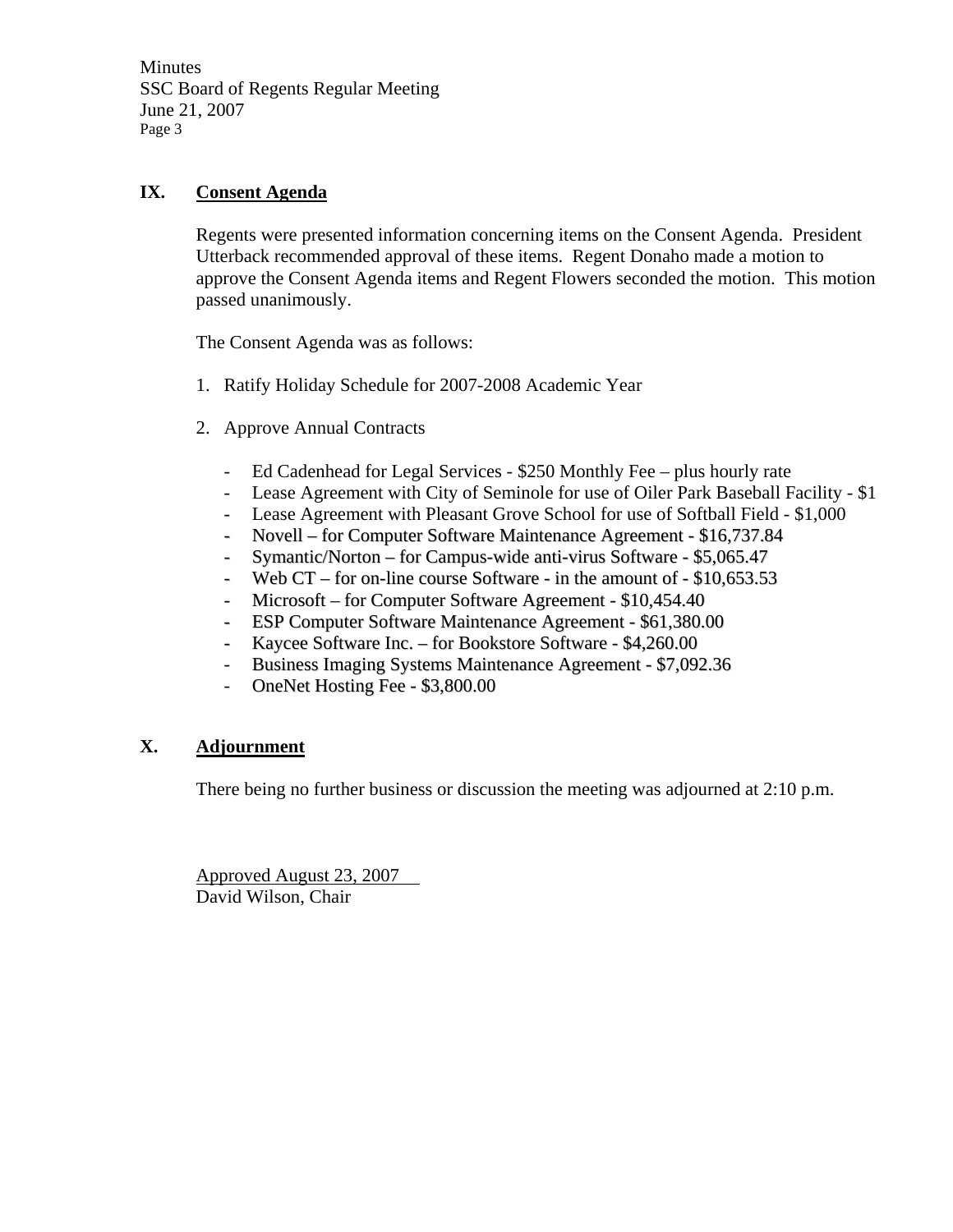## IX. Consent Agenda

Regents were presented information concerning items on the Consent Agenda. President Utterback recommended approval of these items. Regent Donaho made a motion to approve the Consent Agenda items and Regent Flowers seconded the motion. This motion passed unanimously.

The Consent Agenda was as follows:

1. Ratify Holiday Schedule for 2007-2008 Academic Year

2. Approve Annual Contracts

   - Ed Cadenhead for Legal Services - $250 Monthly Fee – plus hourly rate
   - Lease Agreement with City of Seminole for use of Oiler Park Baseball Facility - $1
   - Lease Agreement with Pleasant Grove School for use of Softball Field - $1,000
   - Novell – for Computer Software Maintenance Agreement - $16,737.84
   - Symantic/Norton – for Campus-wide anti-virus Software - $5,065.47
   - Web CT – for on-line course Software - in the amount of - $10,653.53
   - Microsoft – for Computer Software Agreement - $10,454.40
   - ESP Computer Software Maintenance Agreement - $61,380.00
   - Kaycee Software Inc. – for Bookstore Software - $4,260.00
   - Business Imaging Systems Maintenance Agreement - $7,092.36
   - OneNet Hosting Fee - $3,800.00

## X. Adjournment

There being no further business or discussion the meeting was adjourned at 2:10 p.m.

Approved August 23, 2007
David Wilson, Chair